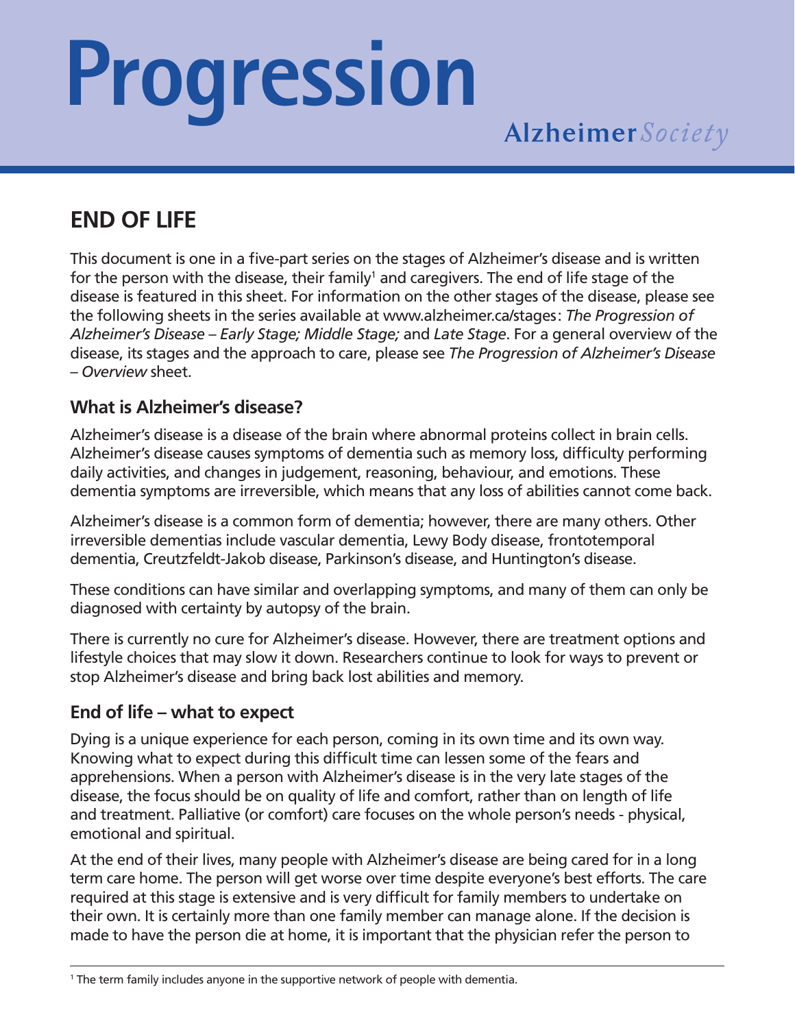# Progression

Alzheimer *Society*

## END OF LIFE

This document is one in a five-part series on the stages of Alzheimer's disease and is written for the person with the disease, their family[1] and caregivers. The end of life stage of the disease is featured in this sheet. For information on the other stages of the disease, please see the following sheets in the series available at www.alzheimer.ca/stages: *The Progression of Alzheimer's Disease – Early Stage; Middle Stage;* and *Late Stage*. For a general overview of the disease, its stages and the approach to care, please see *The Progression of Alzheimer's Disease – Overview* sheet.

### What is Alzheimer's disease?

Alzheimer's disease is a disease of the brain where abnormal proteins collect in brain cells. Alzheimer's disease causes symptoms of dementia such as memory loss, difficulty performing daily activities, and changes in judgement, reasoning, behaviour, and emotions. These dementia symptoms are irreversible, which means that any loss of abilities cannot come back.

Alzheimer's disease is a common form of dementia; however, there are many others. Other irreversible dementias include vascular dementia, Lewy Body disease, frontotemporal dementia, Creutzfeldt-Jakob disease, Parkinson's disease, and Huntington's disease.

These conditions can have similar and overlapping symptoms, and many of them can only be diagnosed with certainty by autopsy of the brain.

There is currently no cure for Alzheimer's disease. However, there are treatment options and lifestyle choices that may slow it down. Researchers continue to look for ways to prevent or stop Alzheimer's disease and bring back lost abilities and memory.

### End of life – what to expect

Dying is a unique experience for each person, coming in its own time and its own way. Knowing what to expect during this difficult time can lessen some of the fears and apprehensions. When a person with Alzheimer's disease is in the very late stages of the disease, the focus should be on quality of life and comfort, rather than on length of life and treatment. Palliative (or comfort) care focuses on the whole person's needs - physical, emotional and spiritual.

At the end of their lives, many people with Alzheimer's disease are being cared for in a long term care home. The person will get worse over time despite everyone's best efforts. The care required at this stage is extensive and is very difficult for family members to undertake on their own. It is certainly more than one family member can manage alone. If the decision is made to have the person die at home, it is important that the physician refer the person to

---

[1] The term family includes anyone in the supportive network of people with dementia.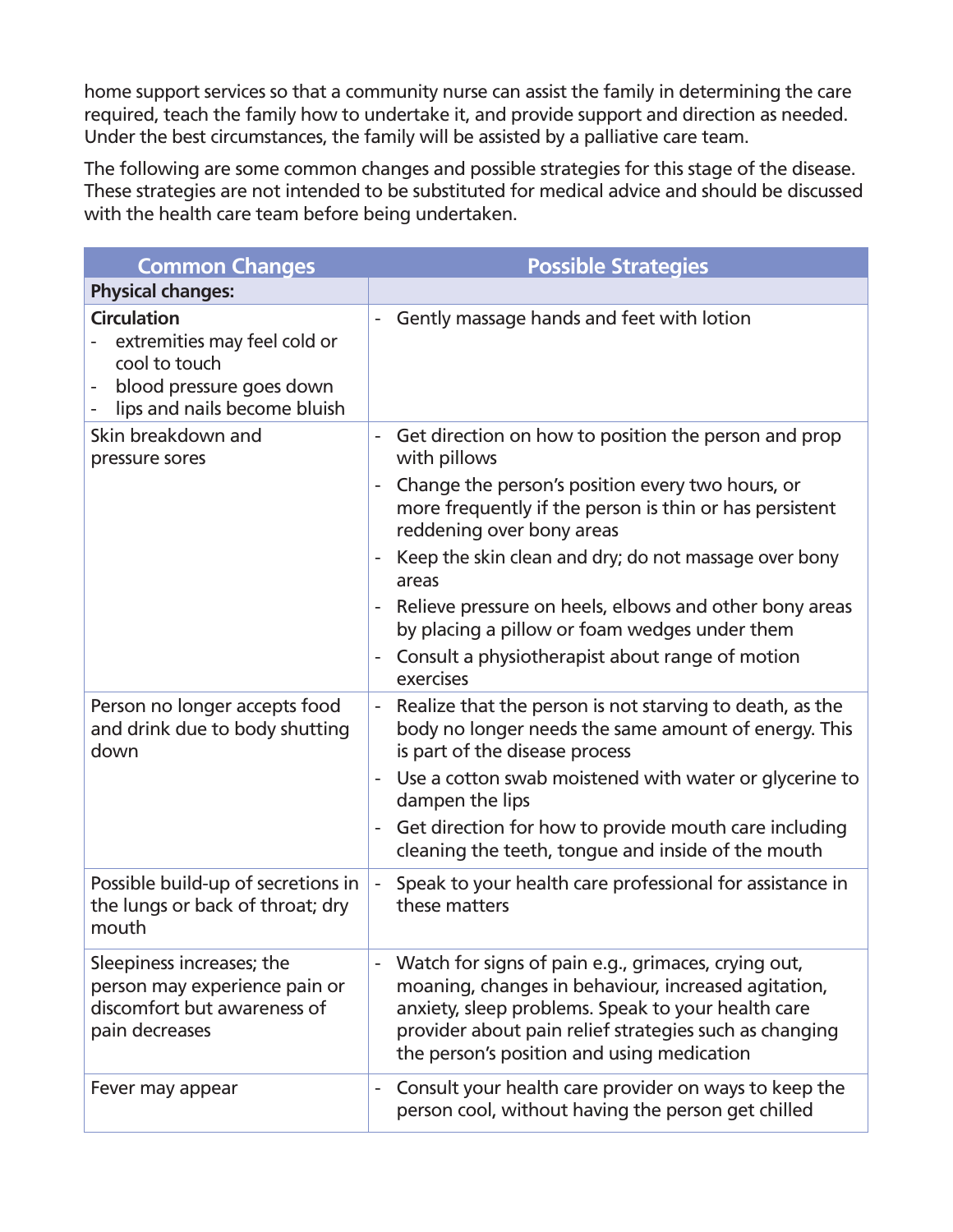home support services so that a community nurse can assist the family in determining the care required, teach the family how to undertake it, and provide support and direction as needed. Under the best circumstances, the family will be assisted by a palliative care team.

The following are some common changes and possible strategies for this stage of the disease. These strategies are not intended to be substituted for medical advice and should be discussed with the health care team before being undertaken.

| Common Changes | Possible Strategies |
|---|---|
| **Physical changes:** | |
| **Circulation**<br>- extremities may feel cold or cool to touch<br>- blood pressure goes down<br>- lips and nails become bluish | - Gently massage hands and feet with lotion |
| Skin breakdown and pressure sores | - Get direction on how to position the person and prop with pillows<br>- Change the person's position every two hours, or more frequently if the person is thin or has persistent reddening over bony areas<br>- Keep the skin clean and dry; do not massage over bony areas<br>- Relieve pressure on heels, elbows and other bony areas by placing a pillow or foam wedges under them<br>- Consult a physiotherapist about range of motion exercises |
| Person no longer accepts food and drink due to body shutting down | - Realize that the person is not starving to death, as the body no longer needs the same amount of energy. This is part of the disease process<br>- Use a cotton swab moistened with water or glycerine to dampen the lips<br>- Get direction for how to provide mouth care including cleaning the teeth, tongue and inside of the mouth |
| Possible build-up of secretions in the lungs or back of throat; dry mouth | - Speak to your health care professional for assistance in these matters |
| Sleepiness increases; the person may experience pain or discomfort but awareness of pain decreases | - Watch for signs of pain e.g., grimaces, crying out, moaning, changes in behaviour, increased agitation, anxiety, sleep problems. Speak to your health care provider about pain relief strategies such as changing the person's position and using medication |
| Fever may appear | - Consult your health care provider on ways to keep the person cool, without having the person get chilled |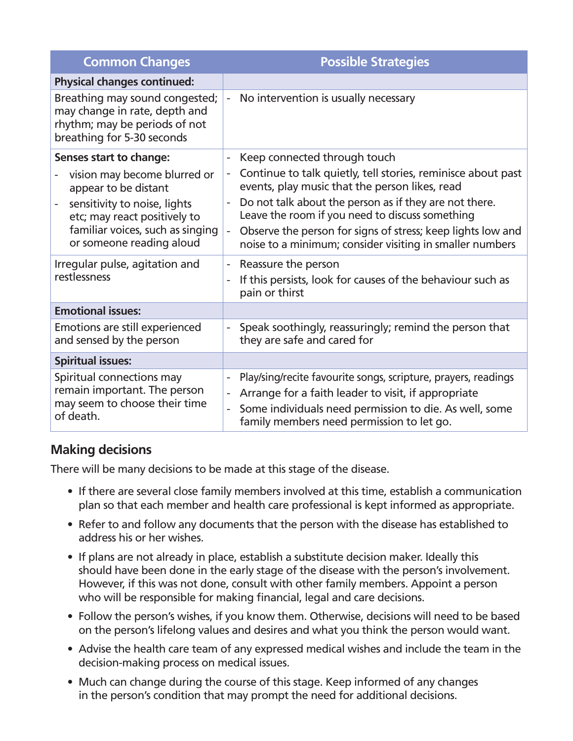| Common Changes | Possible Strategies |
| --- | --- |
| **Physical changes continued:** | |
| Breathing may sound congested; may change in rate, depth and rhythm; may be periods of not breathing for 5-30 seconds | - No intervention is usually necessary |
| **Senses start to change:**<br>- vision may become blurred or appear to be distant<br>- sensitivity to noise, lights etc; may react positively to familiar voices, such as singing or someone reading aloud | - Keep connected through touch<br>- Continue to talk quietly, tell stories, reminisce about past events, play music that the person likes, read<br>- Do not talk about the person as if they are not there. Leave the room if you need to discuss something<br>- Observe the person for signs of stress; keep lights low and noise to a minimum; consider visiting in smaller numbers |
| Irregular pulse, agitation and restlessness | - Reassure the person<br>- If this persists, look for causes of the behaviour such as pain or thirst |
| **Emotional issues:** | |
| Emotions are still experienced and sensed by the person | - Speak soothingly, reassuringly; remind the person that they are safe and cared for |
| **Spiritual issues:** | |
| Spiritual connections may remain important. The person may seem to choose their time of death. | - Play/sing/recite favourite songs, scripture, prayers, readings<br>- Arrange for a faith leader to visit, if appropriate<br>- Some individuals need permission to die. As well, some family members need permission to let go. |

## Making decisions

There will be many decisions to be made at this stage of the disease.

- If there are several close family members involved at this time, establish a communication plan so that each member and health care professional is kept informed as appropriate.
- Refer to and follow any documents that the person with the disease has established to address his or her wishes.
- If plans are not already in place, establish a substitute decision maker. Ideally this should have been done in the early stage of the disease with the person's involvement. However, if this was not done, consult with other family members. Appoint a person who will be responsible for making financial, legal and care decisions.
- Follow the person's wishes, if you know them. Otherwise, decisions will need to be based on the person's lifelong values and desires and what you think the person would want.
- Advise the health care team of any expressed medical wishes and include the team in the decision-making process on medical issues.
- Much can change during the course of this stage. Keep informed of any changes in the person's condition that may prompt the need for additional decisions.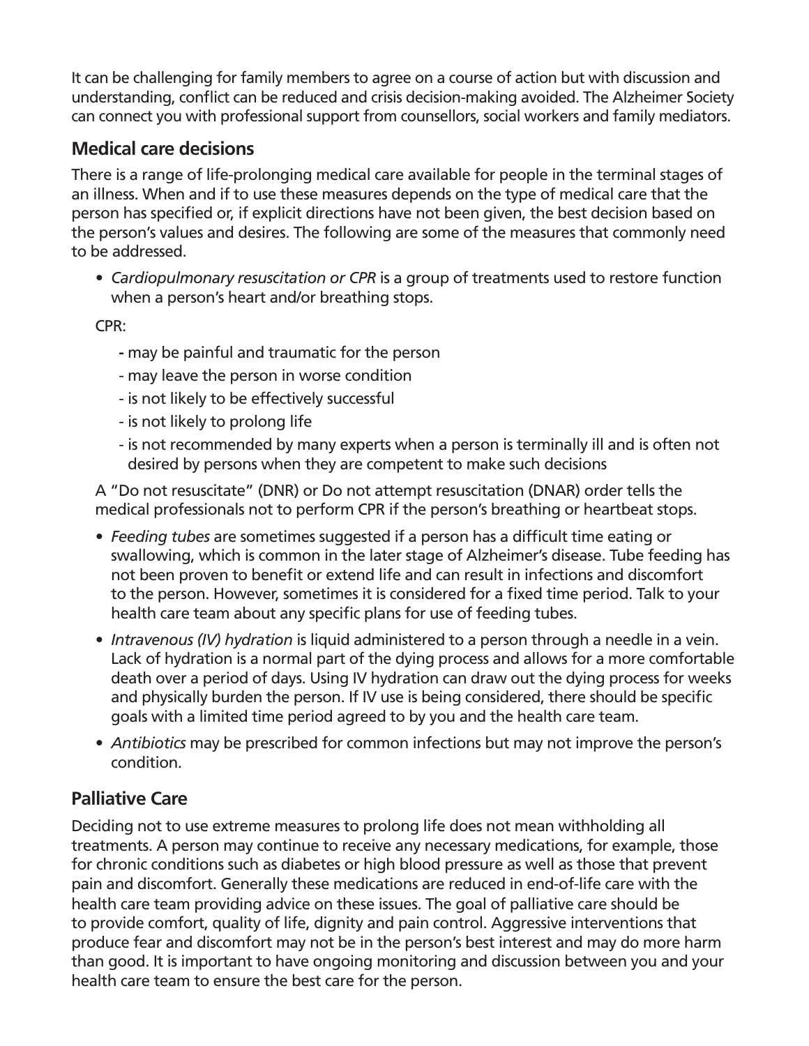It can be challenging for family members to agree on a course of action but with discussion and understanding, conflict can be reduced and crisis decision-making avoided. The Alzheimer Society can connect you with professional support from counsellors, social workers and family mediators.

## Medical care decisions

There is a range of life-prolonging medical care available for people in the terminal stages of an illness. When and if to use these measures depends on the type of medical care that the person has specified or, if explicit directions have not been given, the best decision based on the person's values and desires. The following are some of the measures that commonly need to be addressed.

- *Cardiopulmonary resuscitation or CPR* is a group of treatments used to restore function when a person's heart and/or breathing stops.

CPR:

- may be painful and traumatic for the person
- may leave the person in worse condition
- is not likely to be effectively successful
- is not likely to prolong life
- is not recommended by many experts when a person is terminally ill and is often not desired by persons when they are competent to make such decisions

A "Do not resuscitate" (DNR) or Do not attempt resuscitation (DNAR) order tells the medical professionals not to perform CPR if the person's breathing or heartbeat stops.

- *Feeding tubes* are sometimes suggested if a person has a difficult time eating or swallowing, which is common in the later stage of Alzheimer's disease. Tube feeding has not been proven to benefit or extend life and can result in infections and discomfort to the person. However, sometimes it is considered for a fixed time period. Talk to your health care team about any specific plans for use of feeding tubes.
- *Intravenous (IV) hydration* is liquid administered to a person through a needle in a vein. Lack of hydration is a normal part of the dying process and allows for a more comfortable death over a period of days. Using IV hydration can draw out the dying process for weeks and physically burden the person. If IV use is being considered, there should be specific goals with a limited time period agreed to by you and the health care team.
- *Antibiotics* may be prescribed for common infections but may not improve the person's condition.

## Palliative Care

Deciding not to use extreme measures to prolong life does not mean withholding all treatments. A person may continue to receive any necessary medications, for example, those for chronic conditions such as diabetes or high blood pressure as well as those that prevent pain and discomfort. Generally these medications are reduced in end-of-life care with the health care team providing advice on these issues. The goal of palliative care should be to provide comfort, quality of life, dignity and pain control. Aggressive interventions that produce fear and discomfort may not be in the person's best interest and may do more harm than good. It is important to have ongoing monitoring and discussion between you and your health care team to ensure the best care for the person.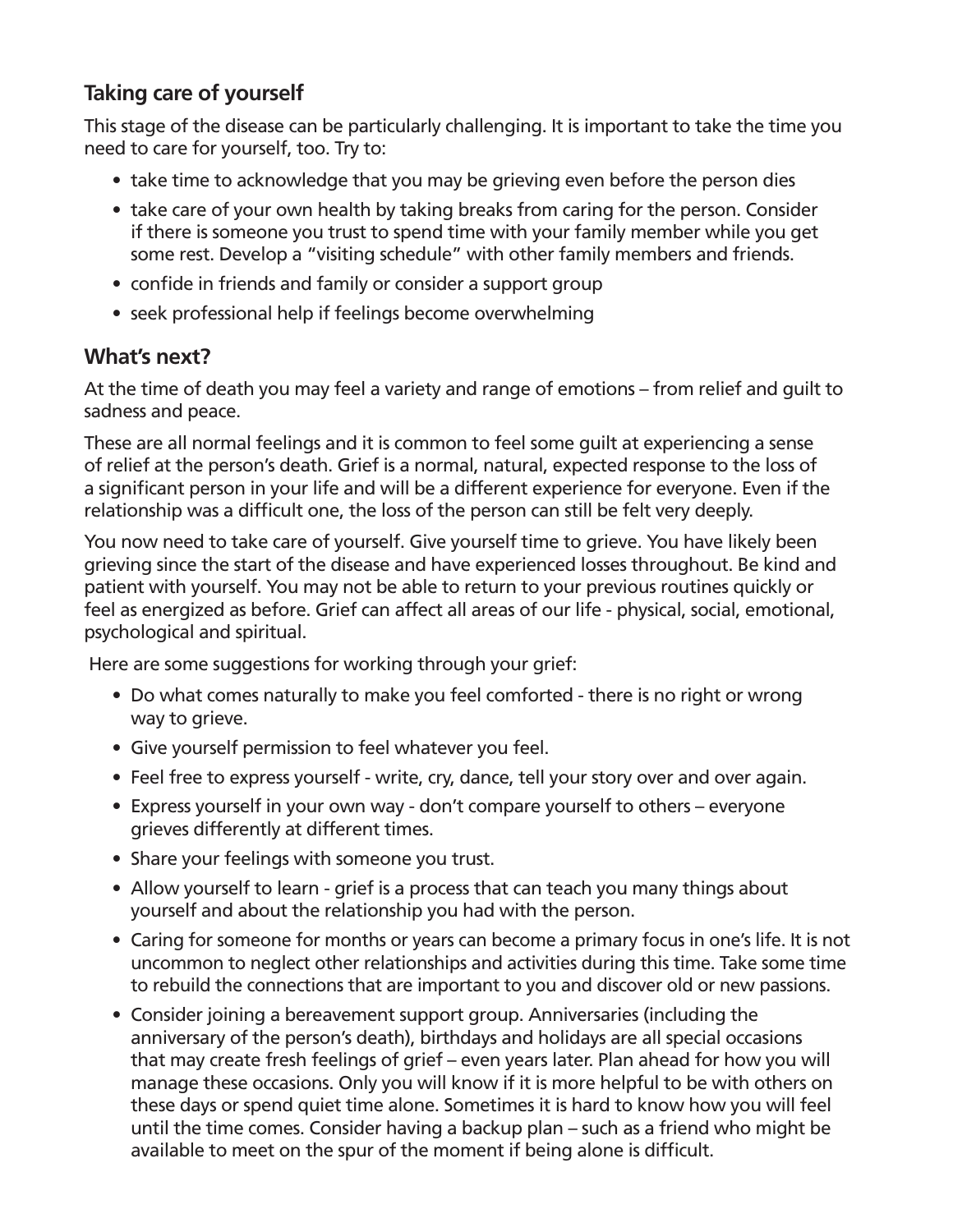## Taking care of yourself

This stage of the disease can be particularly challenging. It is important to take the time you need to care for yourself, too. Try to:

- take time to acknowledge that you may be grieving even before the person dies
- take care of your own health by taking breaks from caring for the person. Consider if there is someone you trust to spend time with your family member while you get some rest. Develop a "visiting schedule" with other family members and friends.
- confide in friends and family or consider a support group
- seek professional help if feelings become overwhelming

## What's next?

At the time of death you may feel a variety and range of emotions – from relief and guilt to sadness and peace.

These are all normal feelings and it is common to feel some guilt at experiencing a sense of relief at the person's death. Grief is a normal, natural, expected response to the loss of a significant person in your life and will be a different experience for everyone. Even if the relationship was a difficult one, the loss of the person can still be felt very deeply.

You now need to take care of yourself. Give yourself time to grieve. You have likely been grieving since the start of the disease and have experienced losses throughout. Be kind and patient with yourself. You may not be able to return to your previous routines quickly or feel as energized as before. Grief can affect all areas of our life - physical, social, emotional, psychological and spiritual.

Here are some suggestions for working through your grief:

- Do what comes naturally to make you feel comforted - there is no right or wrong way to grieve.
- Give yourself permission to feel whatever you feel.
- Feel free to express yourself - write, cry, dance, tell your story over and over again.
- Express yourself in your own way - don't compare yourself to others – everyone grieves differently at different times.
- Share your feelings with someone you trust.
- Allow yourself to learn - grief is a process that can teach you many things about yourself and about the relationship you had with the person.
- Caring for someone for months or years can become a primary focus in one's life. It is not uncommon to neglect other relationships and activities during this time. Take some time to rebuild the connections that are important to you and discover old or new passions.
- Consider joining a bereavement support group. Anniversaries (including the anniversary of the person's death), birthdays and holidays are all special occasions that may create fresh feelings of grief – even years later. Plan ahead for how you will manage these occasions. Only you will know if it is more helpful to be with others on these days or spend quiet time alone. Sometimes it is hard to know how you will feel until the time comes. Consider having a backup plan – such as a friend who might be available to meet on the spur of the moment if being alone is difficult.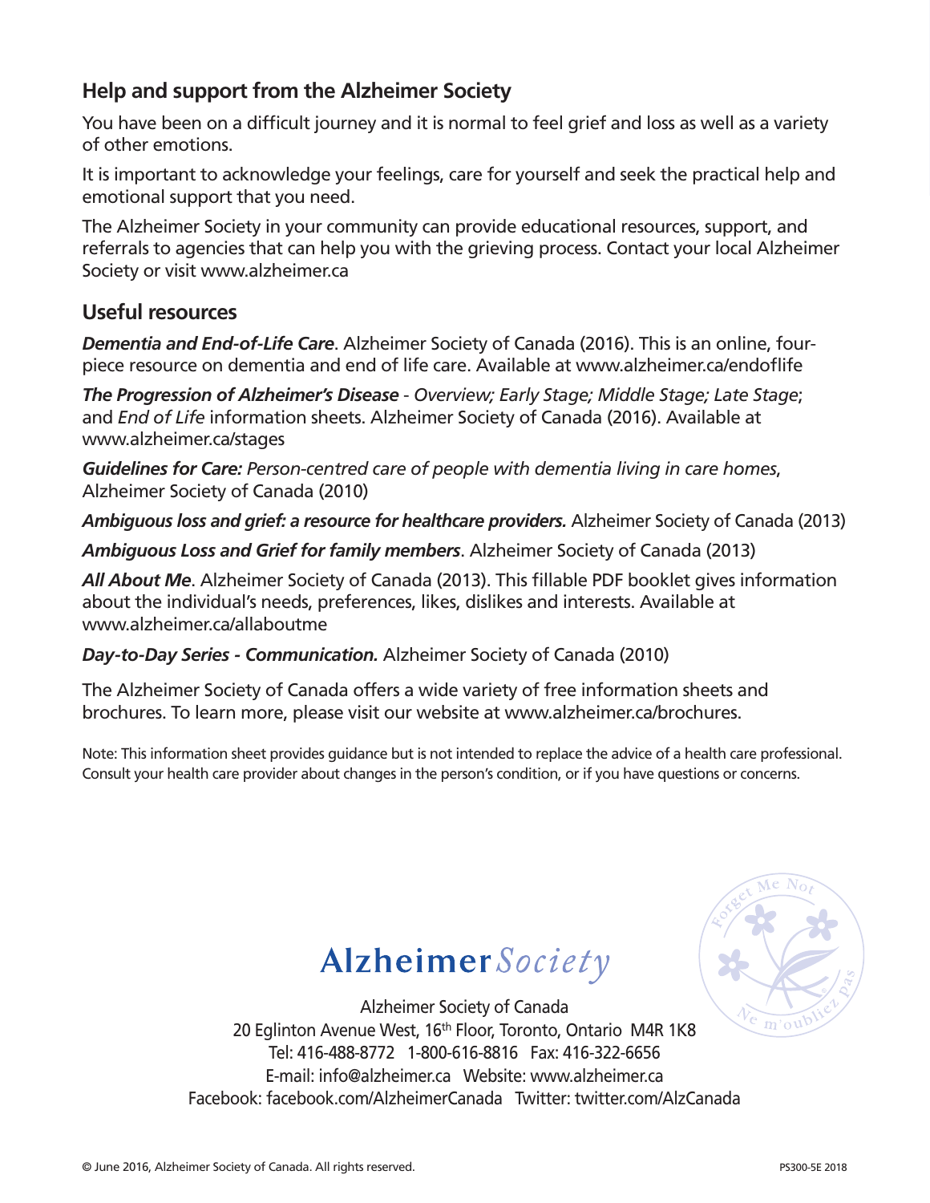## Help and support from the Alzheimer Society

You have been on a difficult journey and it is normal to feel grief and loss as well as a variety of other emotions.

It is important to acknowledge your feelings, care for yourself and seek the practical help and emotional support that you need.

The Alzheimer Society in your community can provide educational resources, support, and referrals to agencies that can help you with the grieving process. Contact your local Alzheimer Society or visit www.alzheimer.ca

## Useful resources

***Dementia and End-of-Life Care***. Alzheimer Society of Canada (2016). This is an online, four-piece resource on dementia and end of life care. Available at www.alzheimer.ca/endoflife

***The Progression of Alzheimer's Disease*** - *Overview; Early Stage; Middle Stage; Late Stage*; and *End of Life* information sheets. Alzheimer Society of Canada (2016). Available at www.alzheimer.ca/stages

***Guidelines for Care:*** *Person-centred care of people with dementia living in care homes*, Alzheimer Society of Canada (2010)

***Ambiguous loss and grief: a resource for healthcare providers.*** Alzheimer Society of Canada (2013)

***Ambiguous Loss and Grief for family members***. Alzheimer Society of Canada (2013)

***All About Me***. Alzheimer Society of Canada (2013). This fillable PDF booklet gives information about the individual's needs, preferences, likes, dislikes and interests. Available at www.alzheimer.ca/allaboutme

***Day-to-Day Series - Communication.*** Alzheimer Society of Canada (2010)

The Alzheimer Society of Canada offers a wide variety of free information sheets and brochures. To learn more, please visit our website at www.alzheimer.ca/brochures.

Note: This information sheet provides guidance but is not intended to replace the advice of a health care professional. Consult your health care provider about changes in the person's condition, or if you have questions or concerns.

Alzheimer *Society*

Forget Me Not / Ne m'oubliez pas

Alzheimer Society of Canada
20 Eglinton Avenue West, 16th Floor, Toronto, Ontario M4R 1K8
Tel: 416-488-8772 1-800-616-8816 Fax: 416-322-6656
E-mail: info@alzheimer.ca Website: www.alzheimer.ca
Facebook: facebook.com/AlzheimerCanada Twitter: twitter.com/AlzCanada

© June 2016, Alzheimer Society of Canada. All rights reserved.

PS300-5E 2018